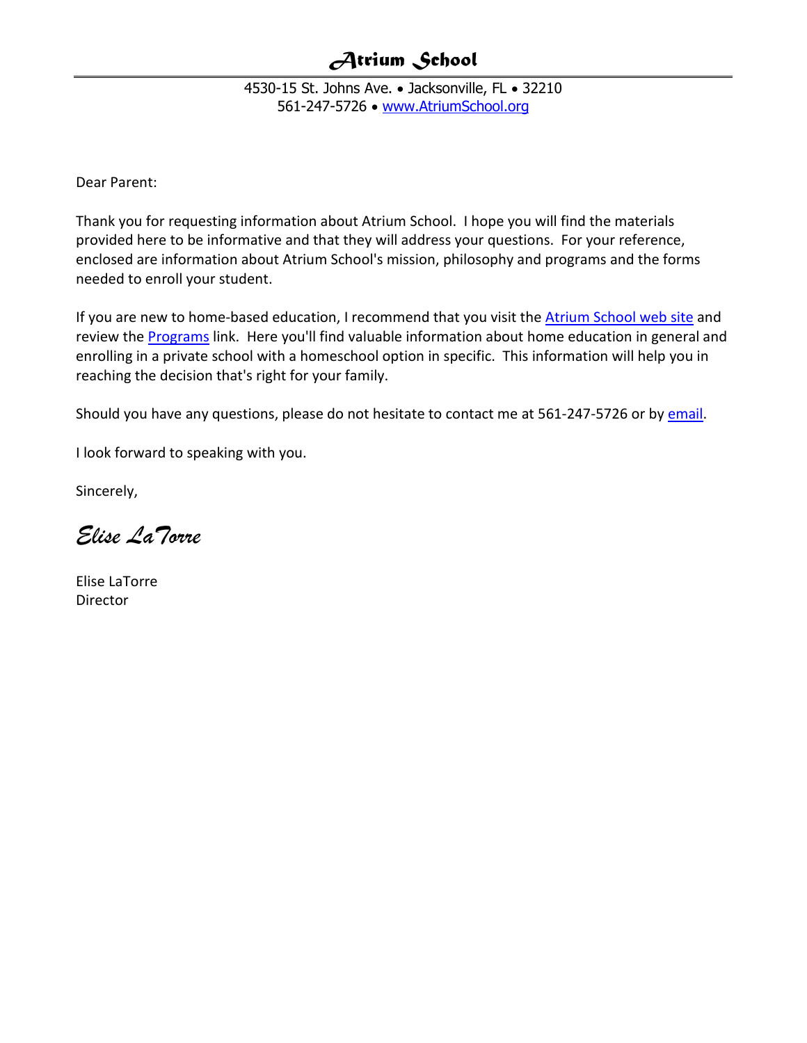# *Atrium School*

4530-15 St. Johns Ave. • Jacksonville, FL • 32210
561-247-5726 • [www.AtriumSchool.org](http://www.AtriumSchool.org)

Dear Parent:

Thank you for requesting information about Atrium School. I hope you will find the materials provided here to be informative and that they will address your questions. For your reference, enclosed are information about Atrium School's mission, philosophy and programs and the forms needed to enroll your student.

If you are new to home-based education, I recommend that you visit the Atrium School web site and review the Programs link. Here you'll find valuable information about home education in general and enrolling in a private school with a homeschool option in specific. This information will help you in reaching the decision that's right for your family.

Should you have any questions, please do not hesitate to contact me at 561-247-5726 or by email.

I look forward to speaking with you.

Sincerely,

*Elise LaTorre*

Elise LaTorre
Director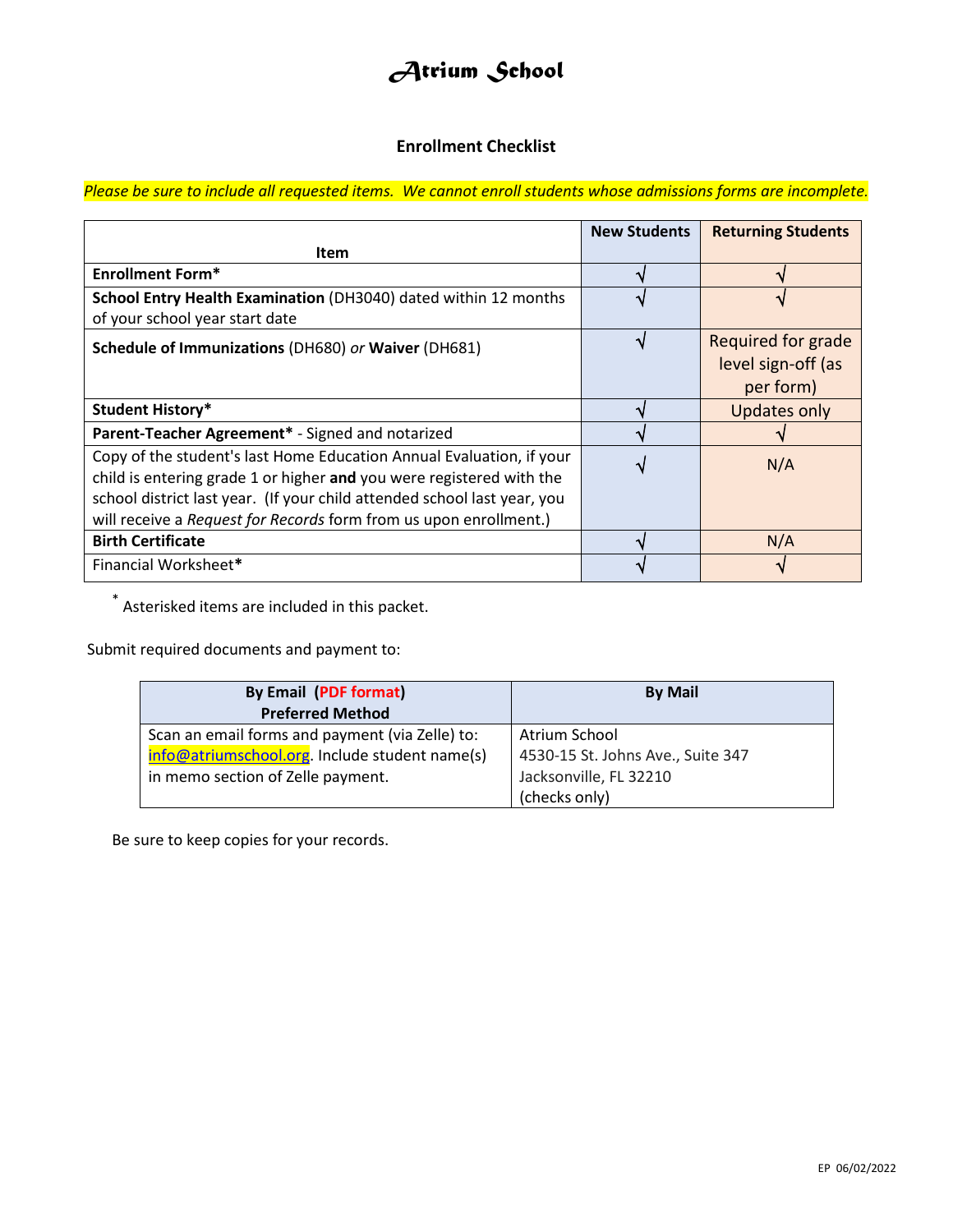# Atrium School

## Enrollment Checklist

*Please be sure to include all requested items. We cannot enroll students whose admissions forms are incomplete.*

| Item | New Students | Returning Students |
|---|---|---|
| **Enrollment Form*** | √ | √ |
| **School Entry Health Examination** (DH3040) dated within 12 months of your school year start date | √ | √ |
| **Schedule of Immunizations** (DH680) *or* **Waiver** (DH681) | √ | Required for grade level sign-off (as per form) |
| **Student History*** | √ | Updates only |
| **Parent-Teacher Agreement*** - Signed and notarized | √ | √ |
| Copy of the student's last Home Education Annual Evaluation, if your child is entering grade 1 or higher **and** you were registered with the school district last year. (If your child attended school last year, you will receive a *Request for Records* form from us upon enrollment.) | √ | N/A |
| **Birth Certificate** | √ | N/A |
| Financial Worksheet* | √ | √ |

* Asterisked items are included in this packet.

Submit required documents and payment to:

| By Email (PDF format) Preferred Method | By Mail |
|---|---|
| Scan an email forms and payment (via Zelle) to: info@atriumschool.org. Include student name(s) in memo section of Zelle payment. | Atrium School<br>4530-15 St. Johns Ave., Suite 347<br>Jacksonville, FL 32210<br>(checks only) |

Be sure to keep copies for your records.

EP 06/02/2022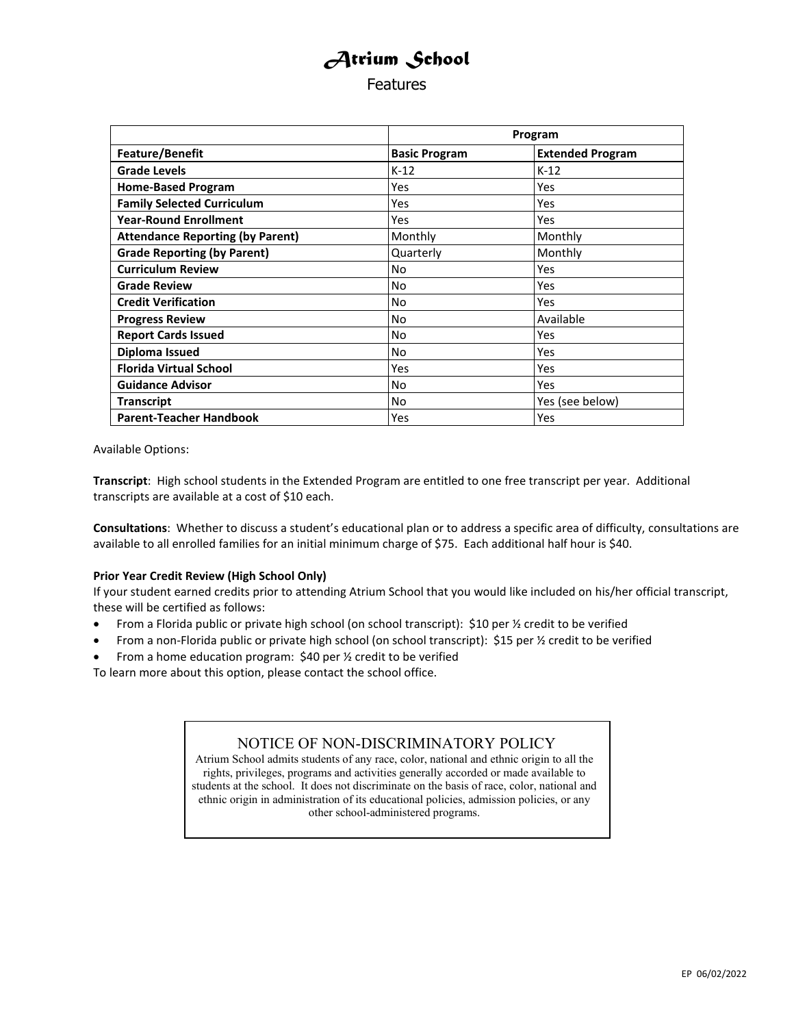# Atrium School

## Features

| | Program | |
|---|---|---|
| **Feature/Benefit** | **Basic Program** | **Extended Program** |
| **Grade Levels** | K-12 | K-12 |
| **Home-Based Program** | Yes | Yes |
| **Family Selected Curriculum** | Yes | Yes |
| **Year-Round Enrollment** | Yes | Yes |
| **Attendance Reporting (by Parent)** | Monthly | Monthly |
| **Grade Reporting (by Parent)** | Quarterly | Monthly |
| **Curriculum Review** | No | Yes |
| **Grade Review** | No | Yes |
| **Credit Verification** | No | Yes |
| **Progress Review** | No | Available |
| **Report Cards Issued** | No | Yes |
| **Diploma Issued** | No | Yes |
| **Florida Virtual School** | Yes | Yes |
| **Guidance Advisor** | No | Yes |
| **Transcript** | No | Yes (see below) |
| **Parent-Teacher Handbook** | Yes | Yes |

Available Options:

**Transcript**: High school students in the Extended Program are entitled to one free transcript per year. Additional transcripts are available at a cost of $10 each.

**Consultations**: Whether to discuss a student's educational plan or to address a specific area of difficulty, consultations are available to all enrolled families for an initial minimum charge of $75. Each additional half hour is $40.

**Prior Year Credit Review (High School Only)**

If your student earned credits prior to attending Atrium School that you would like included on his/her official transcript, these will be certified as follows:

- From a Florida public or private high school (on school transcript): $10 per ½ credit to be verified
- From a non-Florida public or private high school (on school transcript): $15 per ½ credit to be verified
- From a home education program: $40 per ½ credit to be verified

To learn more about this option, please contact the school office.

NOTICE OF NON-DISCRIMINATORY POLICY

Atrium School admits students of any race, color, national and ethnic origin to all the rights, privileges, programs and activities generally accorded or made available to students at the school. It does not discriminate on the basis of race, color, national and ethnic origin in administration of its educational policies, admission policies, or any other school-administered programs.

EP 06/02/2022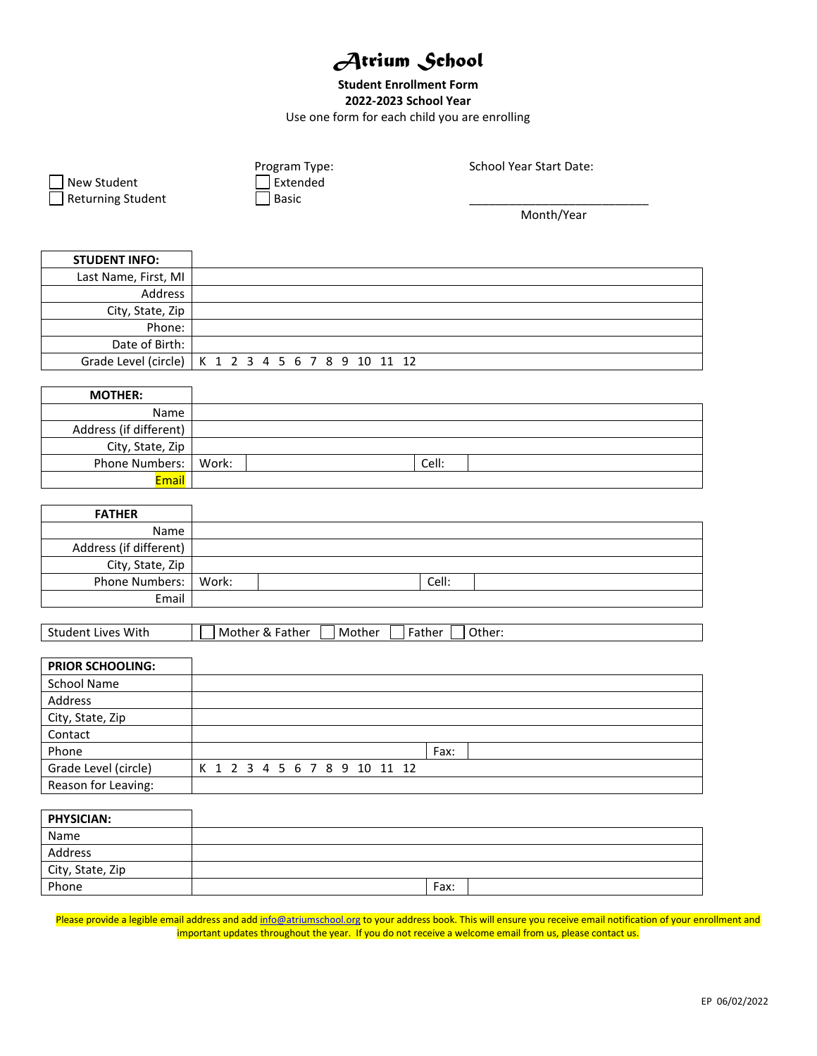# Atrium School

**Student Enrollment Form**
**2022-2023 School Year**
Use one form for each child you are enrolling

☐ New Student
☐ Returning Student

Program Type:
☐ Extended
☐ Basic

School Year Start Date:

____________________________
Month/Year

| **STUDENT INFO:** | |
|---|---|
| Last Name, First, MI | |
| Address | |
| City, State, Zip | |
| Phone: | |
| Date of Birth: | |
| Grade Level (circle) | K 1 2 3 4 5 6 7 8 9 10 11 12 |

| **MOTHER:** | | | | |
|---|---|---|---|---|
| Name | | | | |
| Address (if different) | | | | |
| City, State, Zip | | | | |
| Phone Numbers: | Work: | | Cell: | |
| Email | | | | |

| **FATHER** | | | | |
|---|---|---|---|---|
| Name | | | | |
| Address (if different) | | | | |
| City, State, Zip | | | | |
| Phone Numbers: | Work: | | Cell: | |
| Email | | | | |

| Student Lives With | ☐ Mother & Father ☐ Mother ☐ Father ☐ Other: |
|---|---|

| **PRIOR SCHOOLING:** | | | |
|---|---|---|---|
| School Name | | | |
| Address | | | |
| City, State, Zip | | | |
| Contact | | | |
| Phone | | Fax: | |
| Grade Level (circle) | K 1 2 3 4 5 6 7 8 9 10 11 12 | | |
| Reason for Leaving: | | | |

| **PHYSICIAN:** | | | |
|---|---|---|---|
| Name | | | |
| Address | | | |
| City, State, Zip | | | |
| Phone | | Fax: | |

Please provide a legible email address and add info@atriumschool.org to your address book. This will ensure you receive email notification of your enrollment and important updates throughout the year. If you do not receive a welcome email from us, please contact us.

EP 06/02/2022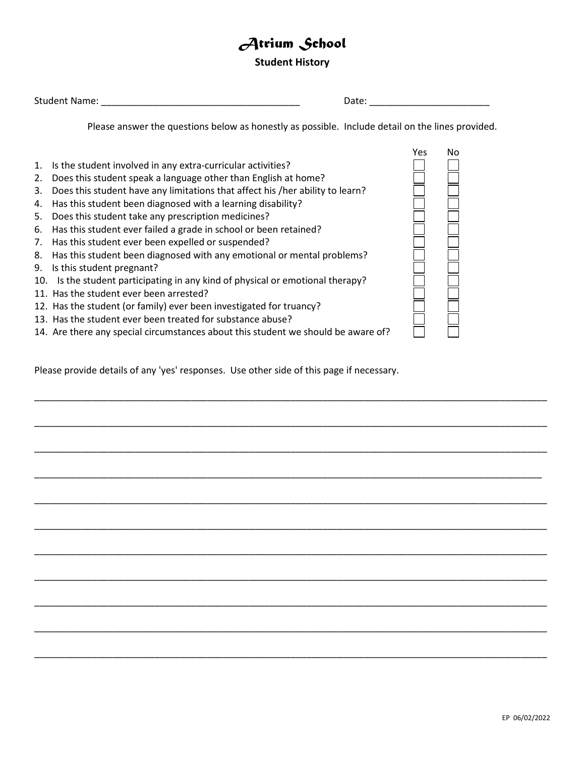# Atrium School

## Student History

Student Name: ______________________________________ Date: _______________________

Please answer the questions below as honestly as possible. Include detail on the lines provided.

| | Question | Yes | No |
|---|---|---|---|
| 1. | Is the student involved in any extra-curricular activities? | ☐ | ☐ |
| 2. | Does this student speak a language other than English at home? | ☐ | ☐ |
| 3. | Does this student have any limitations that affect his /her ability to learn? | ☐ | ☐ |
| 4. | Has this student been diagnosed with a learning disability? | ☐ | ☐ |
| 5. | Does this student take any prescription medicines? | ☐ | ☐ |
| 6. | Has this student ever failed a grade in school or been retained? | ☐ | ☐ |
| 7. | Has this student ever been expelled or suspended? | ☐ | ☐ |
| 8. | Has this student been diagnosed with any emotional or mental problems? | ☐ | ☐ |
| 9. | Is this student pregnant? | ☐ | ☐ |
| 10. | Is the student participating in any kind of physical or emotional therapy? | ☐ | ☐ |
| 11. | Has the student ever been arrested? | ☐ | ☐ |
| 12. | Has the student (or family) ever been investigated for truancy? | ☐ | ☐ |
| 13. | Has the student ever been treated for substance abuse? | ☐ | ☐ |
| 14. | Are there any special circumstances about this student we should be aware of? | ☐ | ☐ |

Please provide details of any 'yes' responses. Use other side of this page if necessary.

_____________________________________________________________________________________________

_____________________________________________________________________________________________

_____________________________________________________________________________________________

_____________________________________________________________________________________________

_____________________________________________________________________________________________

_____________________________________________________________________________________________

_____________________________________________________________________________________________

_____________________________________________________________________________________________

_____________________________________________________________________________________________

_____________________________________________________________________________________________

_____________________________________________________________________________________________

EP 06/02/2022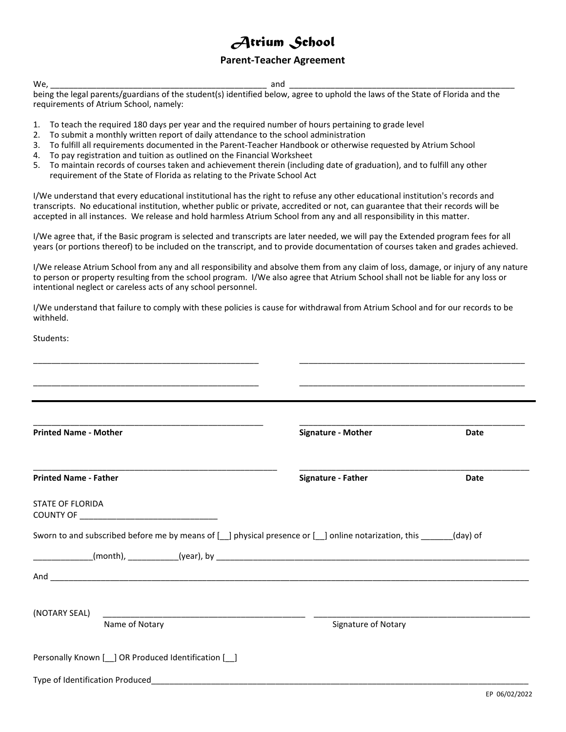# *Atrium School*

## Parent-Teacher Agreement

We, ________________________________________________ and __________________________________________________ being the legal parents/guardians of the student(s) identified below, agree to uphold the laws of the State of Florida and the requirements of Atrium School, namely:

1. To teach the required 180 days per year and the required number of hours pertaining to grade level
2. To submit a monthly written report of daily attendance to the school administration
3. To fulfill all requirements documented in the Parent-Teacher Handbook or otherwise requested by Atrium School
4. To pay registration and tuition as outlined on the Financial Worksheet
5. To maintain records of courses taken and achievement therein (including date of graduation), and to fulfill any other requirement of the State of Florida as relating to the Private School Act

I/We understand that every educational institutional has the right to refuse any other educational institution's records and transcripts. No educational institution, whether public or private, accredited or not, can guarantee that their records will be accepted in all instances. We release and hold harmless Atrium School from any and all responsibility in this matter.

I/We agree that, if the Basic program is selected and transcripts are later needed, we will pay the Extended program fees for all years (or portions thereof) to be included on the transcript, and to provide documentation of courses taken and grades achieved.

I/We release Atrium School from any and all responsibility and absolve them from any claim of loss, damage, or injury of any nature to person or property resulting from the school program. I/We also agree that Atrium School shall not be liable for any loss or intentional neglect or careless acts of any school personnel.

I/We understand that failure to comply with these policies is cause for withdrawal from Atrium School and for our records to be withheld.

Students:

__________________________________________________ __________________________________________________

__________________________________________________ __________________________________________________

---

__________________________________________________ __________________________________________________

**Printed Name - Mother** **Signature - Mother** **Date**

__________________________________________________ __________________________________________________

**Printed Name - Father** **Signature - Father** **Date**

STATE OF FLORIDA
COUNTY OF ______________________________

Sworn to and subscribed before me by means of [__] physical presence or [__] online notarization, this _______(day) of

_____________(month), ___________(year), by ______________________________________________________________________

And ____________________________________________________________________________________________________

(NOTARY SEAL) _____________________________________________ _______________________________________________
Name of Notary Signature of Notary

Personally Known [__] OR Produced Identification [__]

Type of Identification Produced_____________________________________________________________________________

EP 06/02/2022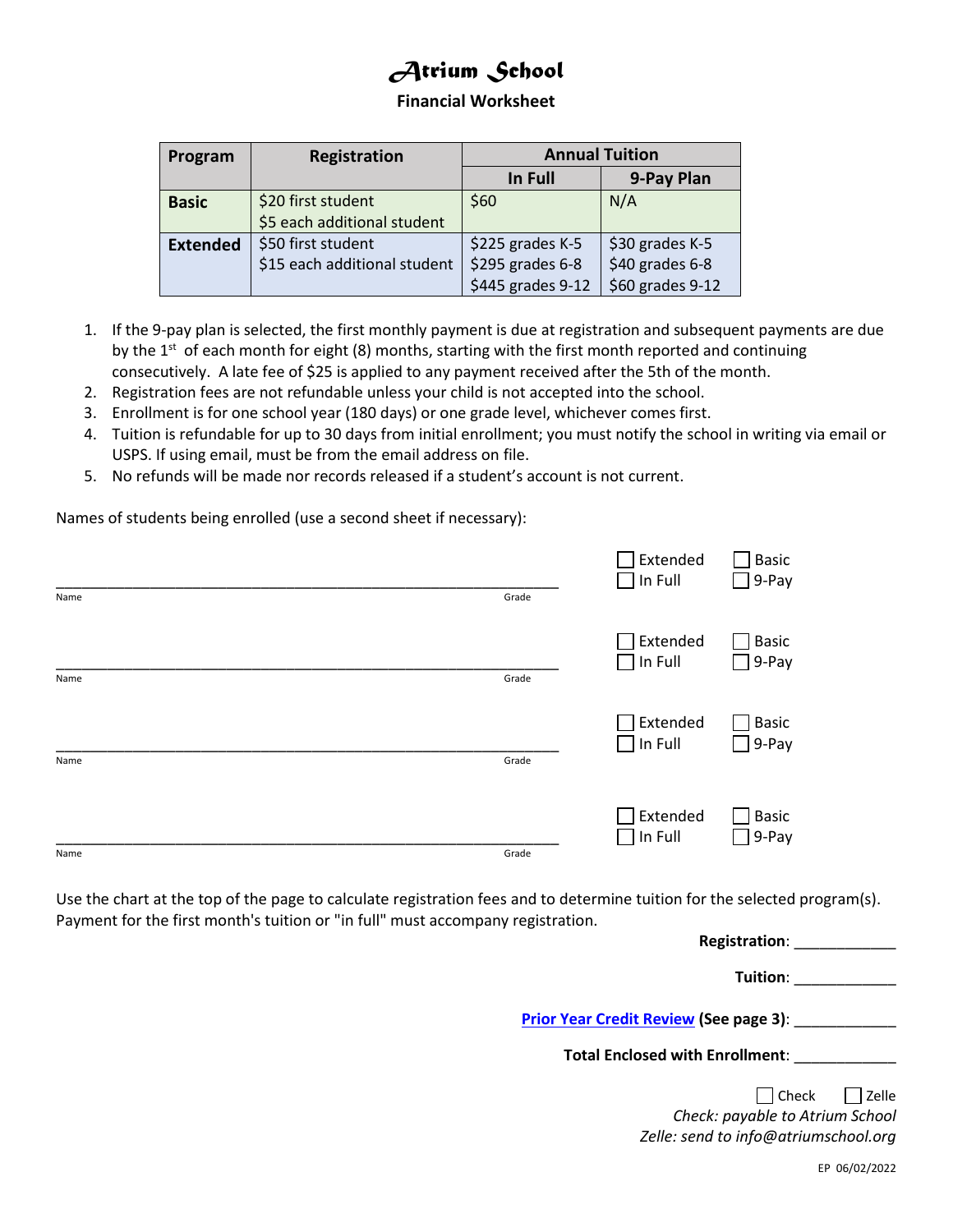# Atrium School

## Financial Worksheet

| Program | Registration | Annual Tuition | |
|---|---|---|---|
| | | In Full | 9-Pay Plan |
| **Basic** | $20 first student<br>$5 each additional student | $60 | N/A |
| **Extended** | $50 first student<br>$15 each additional student | $225 grades K-5<br>$295 grades 6-8<br>$445 grades 9-12 | $30 grades K-5<br>$40 grades 6-8<br>$60 grades 9-12 |

1. If the 9-pay plan is selected, the first monthly payment is due at registration and subsequent payments are due by the 1st of each month for eight (8) months, starting with the first month reported and continuing consecutively. A late fee of $25 is applied to any payment received after the 5th of the month.
2. Registration fees are not refundable unless your child is not accepted into the school.
3. Enrollment is for one school year (180 days) or one grade level, whichever comes first.
4. Tuition is refundable for up to 30 days from initial enrollment; you must notify the school in writing via email or USPS. If using email, must be from the email address on file.
5. No refunds will be made nor records released if a student's account is not current.

Names of students being enrolled (use a second sheet if necessary):

_______________________________________________ ☐ Extended ☐ Basic
Name Grade ☐ In Full ☐ 9-Pay

_______________________________________________ ☐ Extended ☐ Basic
Name Grade ☐ In Full ☐ 9-Pay

_______________________________________________ ☐ Extended ☐ Basic
Name Grade ☐ In Full ☐ 9-Pay

_______________________________________________ ☐ Extended ☐ Basic
Name Grade ☐ In Full ☐ 9-Pay

Use the chart at the top of the page to calculate registration fees and to determine tuition for the selected program(s). Payment for the first month's tuition or "in full" must accompany registration.

**Registration**: ____________

**Tuition**: ____________

Prior Year Credit Review **(See page 3)**: ____________

**Total Enclosed with Enrollment**: ____________

☐ Check ☐ Zelle

*Check: payable to Atrium School*

*Zelle: send to info@atriumschool.org*

EP 06/02/2022